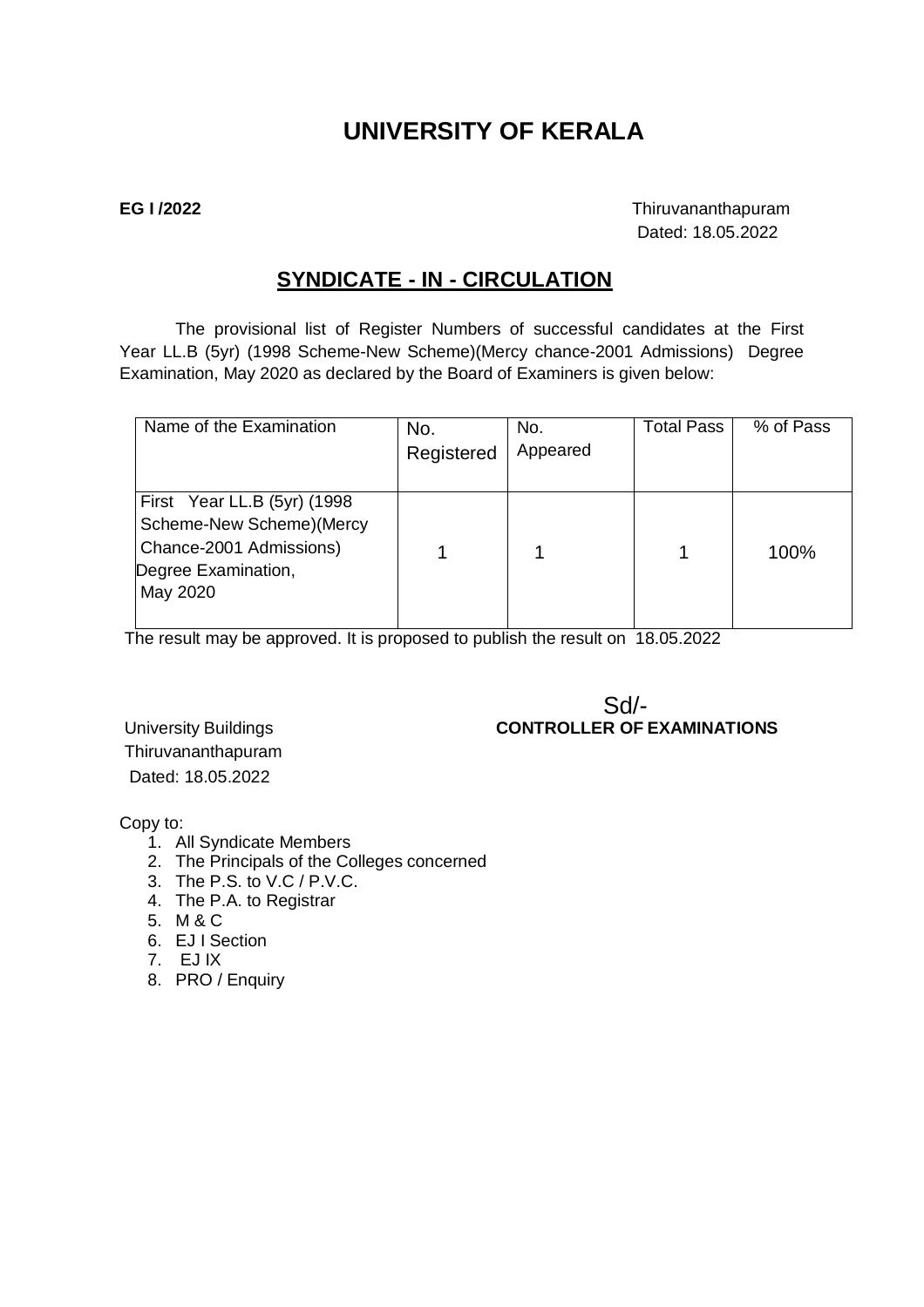# UNIVERSITY OF KERALA

**EG I /2022**

Thiruvananthapuram
Dated: 18.05.2022

## SYNDICATE - IN - CIRCULATION

The provisional list of Register Numbers of successful candidates at the First Year LL.B (5yr) (1998 Scheme-New Scheme)(Mercy chance-2001 Admissions) Degree Examination, May 2020 as declared by the Board of Examiners is given below:

| Name of the Examination | No. Registered | No. Appeared | Total Pass | % of Pass |
|---|---|---|---|---|
| First Year LL.B (5yr) (1998 Scheme-New Scheme)(Mercy Chance-2001 Admissions) Degree Examination, May 2020 | 1 | 1 | 1 | 100% |

The result may be approved. It is proposed to publish the result on 18.05.2022

Sd/-
**CONTROLLER OF EXAMINATIONS**

University Buildings
Thiruvananthapuram
Dated: 18.05.2022

Copy to:

1. All Syndicate Members
2. The Principals of the Colleges concerned
3. The P.S. to V.C / P.V.C.
4. The P.A. to Registrar
5. M & C
6. EJ I Section
7. EJ IX
8. PRO / Enquiry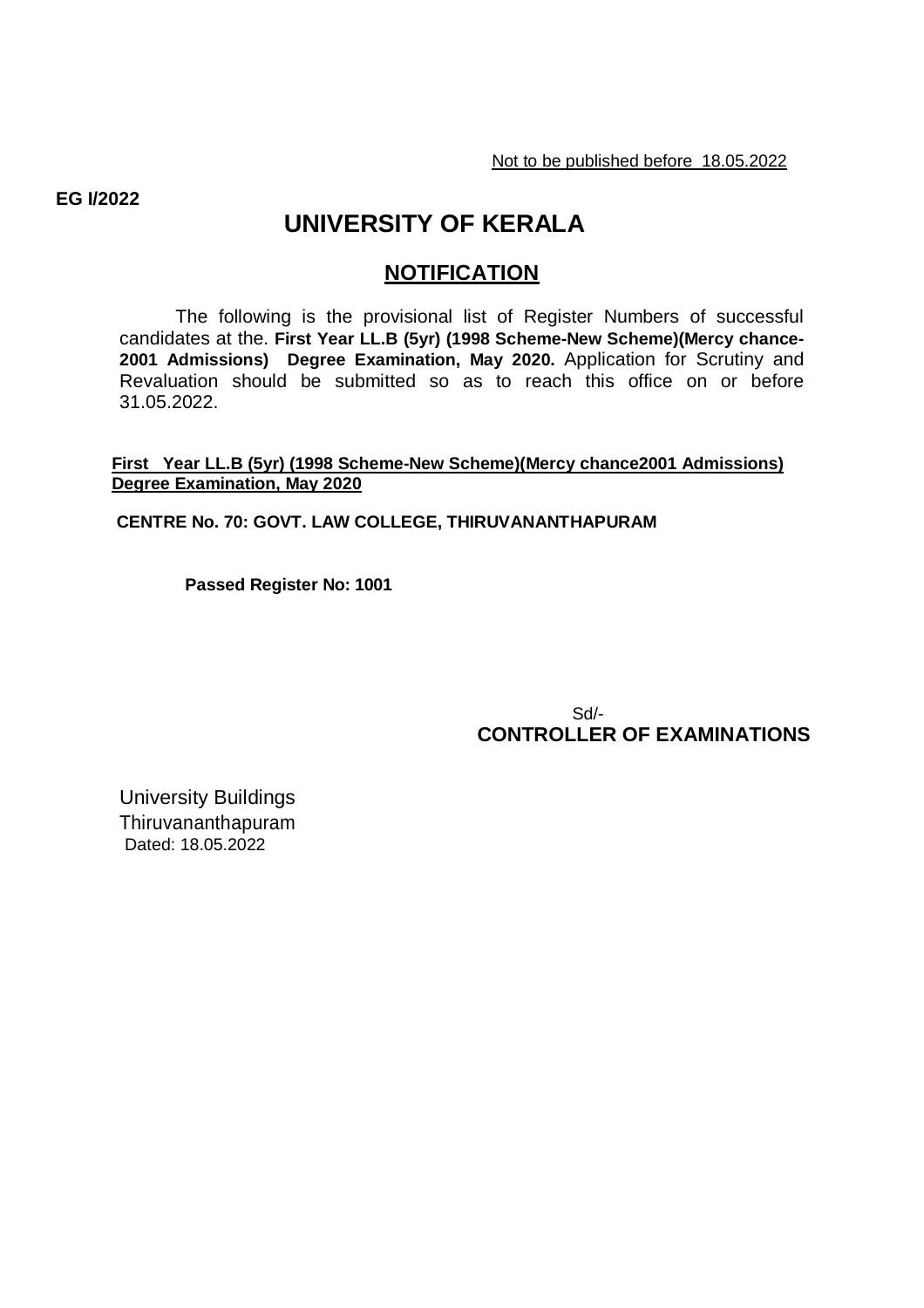Not to be published before 18.05.2022

**EG I/2022**

# UNIVERSITY OF KERALA

## NOTIFICATION

The following is the provisional list of Register Numbers of successful candidates at the. **First Year LL.B (5yr) (1998 Scheme-New Scheme)(Mercy chance-2001 Admissions) Degree Examination, May 2020.** Application for Scrutiny and Revaluation should be submitted so as to reach this office on or before 31.05.2022.

**First Year LL.B (5yr) (1998 Scheme-New Scheme)(Mercy chance2001 Admissions) Degree Examination, May 2020**

**CENTRE No. 70: GOVT. LAW COLLEGE, THIRUVANANTHAPURAM**

**Passed Register No: 1001**

Sd/-
**CONTROLLER OF EXAMINATIONS**

University Buildings
Thiruvananthapuram
Dated: 18.05.2022